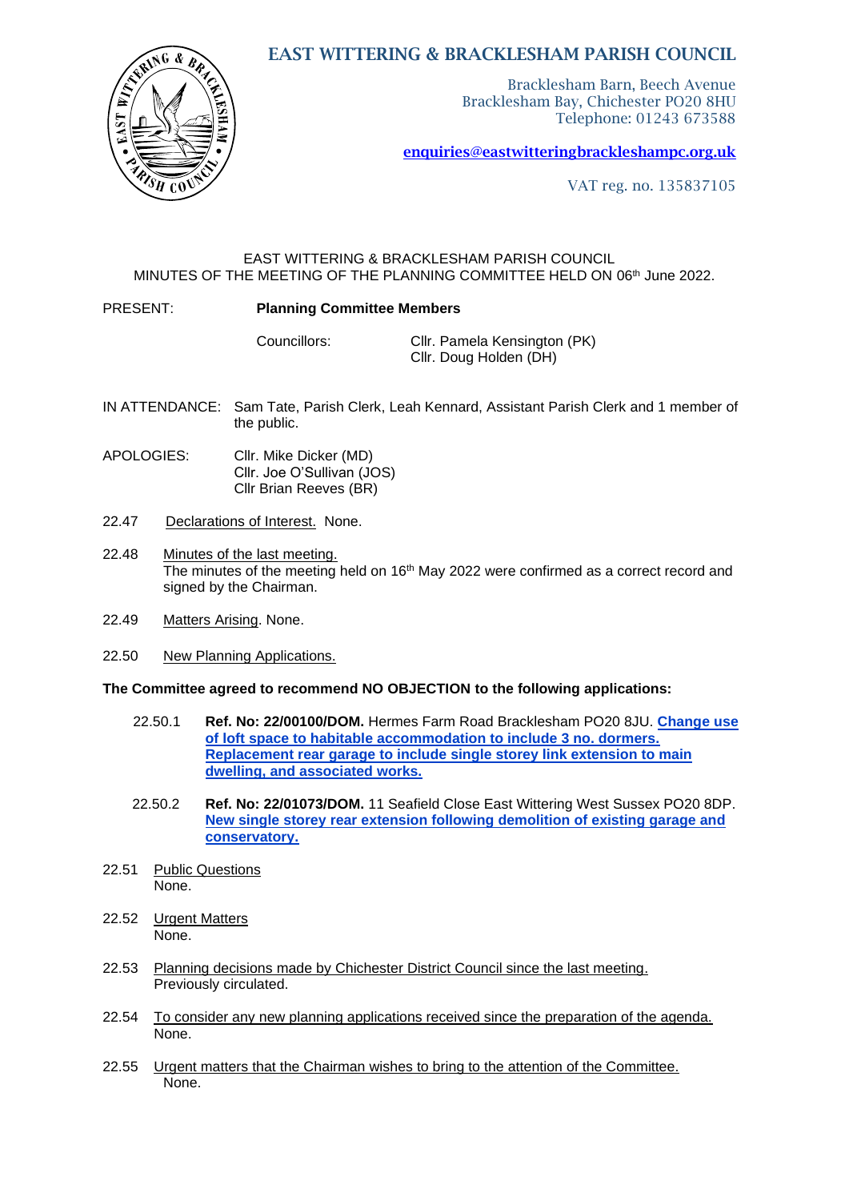# EAST WITTERING & BRACKLESHAM PARISH COUNCIL

Bracklesham Barn, Beech Avenue
Bracklesham Bay, Chichester PO20 8HU
Telephone: 01243 673588

**enquiries@eastwitteringbrackleshampc.org.uk**

VAT reg. no. 135837105

EAST WITTERING & BRACKLESHAM PARISH COUNCIL
MINUTES OF THE MEETING OF THE PLANNING COMMITTEE HELD ON 06th June 2022.

PRESENT: **Planning Committee Members**

Councillors: Cllr. Pamela Kensington (PK)
Cllr. Doug Holden (DH)

IN ATTENDANCE: Sam Tate, Parish Clerk, Leah Kennard, Assistant Parish Clerk and 1 member of the public.

APOLOGIES: Cllr. Mike Dicker (MD)
Cllr. Joe O'Sullivan (JOS)
Cllr Brian Reeves (BR)

22.47 Declarations of Interest. None.

22.48 Minutes of the last meeting.
The minutes of the meeting held on 16th May 2022 were confirmed as a correct record and signed by the Chairman.

22.49 Matters Arising. None.

22.50 New Planning Applications.

**The Committee agreed to recommend NO OBJECTION to the following applications:**

22.50.1 **Ref. No: 22/00100/DOM.** Hermes Farm Road Bracklesham PO20 8JU. **Change use of loft space to habitable accommodation to include 3 no. dormers. Replacement rear garage to include single storey link extension to main dwelling, and associated works.**

22.50.2 **Ref. No: 22/01073/DOM.** 11 Seafield Close East Wittering West Sussex PO20 8DP. **New single storey rear extension following demolition of existing garage and conservatory.**

22.51 Public Questions
None.

22.52 Urgent Matters
None.

22.53 Planning decisions made by Chichester District Council since the last meeting.
Previously circulated.

22.54 To consider any new planning applications received since the preparation of the agenda.
None.

22.55 Urgent matters that the Chairman wishes to bring to the attention of the Committee.
None.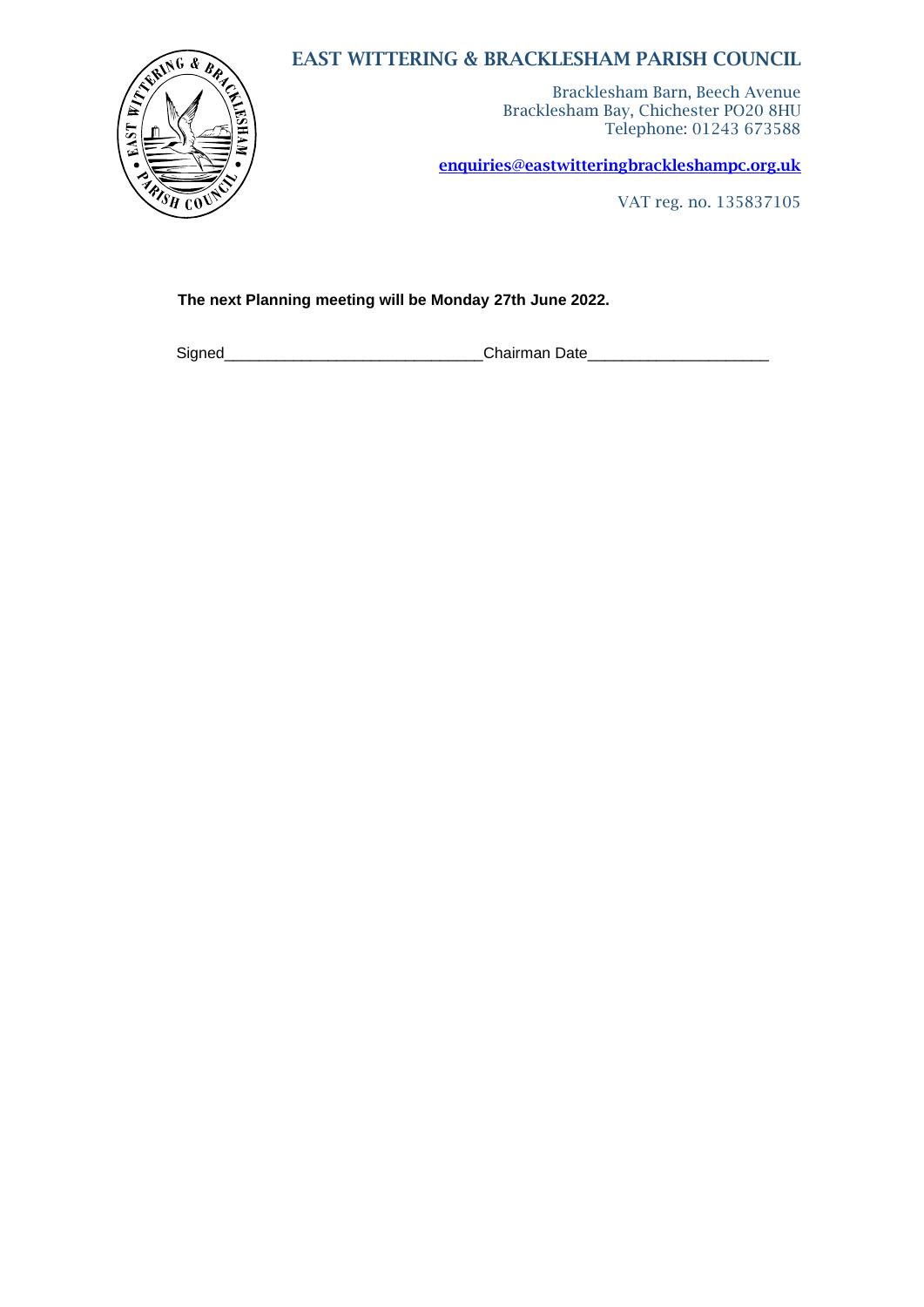# EAST WITTERING & BRACKLESHAM PARISH COUNCIL

Bracklesham Barn, Beech Avenue
Bracklesham Bay, Chichester PO20 8HU
Telephone: 01243 673588

enquiries@eastwitteringbrackleshampc.org.uk

VAT reg. no. 135837105

**The next Planning meeting will be Monday 27th June 2022.**

Signed______________________________Chairman Date_____________________